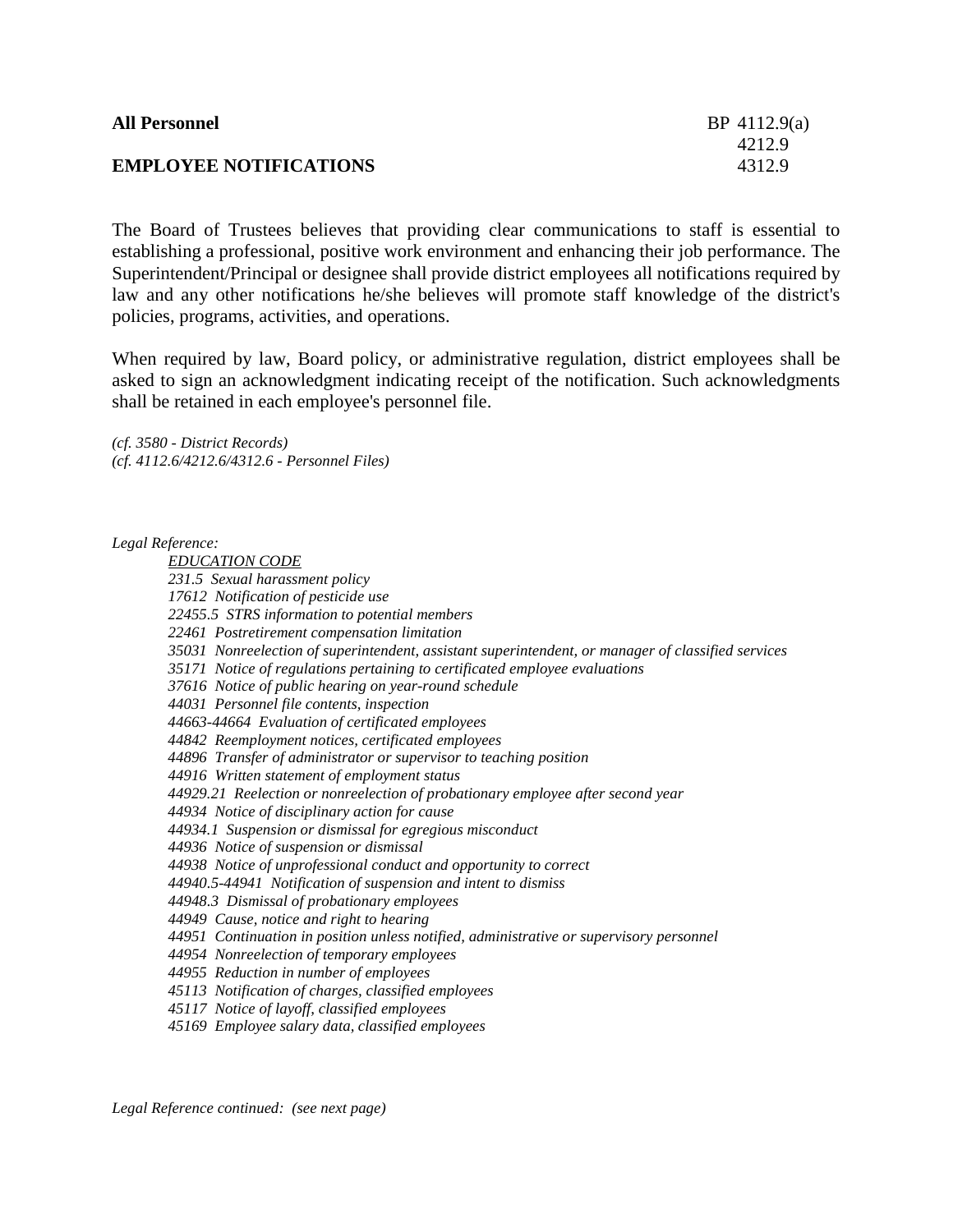**All Personnel** BP 4112.9(a)
4212.9
4312.9

**EMPLOYEE NOTIFICATIONS**

The Board of Trustees believes that providing clear communications to staff is essential to establishing a professional, positive work environment and enhancing their job performance. The Superintendent/Principal or designee shall provide district employees all notifications required by law and any other notifications he/she believes will promote staff knowledge of the district's policies, programs, activities, and operations.

When required by law, Board policy, or administrative regulation, district employees shall be asked to sign an acknowledgment indicating receipt of the notification. Such acknowledgments shall be retained in each employee's personnel file.

*(cf. 3580 - District Records)*
*(cf. 4112.6/4212.6/4312.6 - Personnel Files)*

*Legal Reference:*

*EDUCATION CODE*

*231.5 Sexual harassment policy*
*17612 Notification of pesticide use*
*22455.5 STRS information to potential members*
*22461 Postretirement compensation limitation*
*35031 Nonreelection of superintendent, assistant superintendent, or manager of classified services*
*35171 Notice of regulations pertaining to certificated employee evaluations*
*37616 Notice of public hearing on year-round schedule*
*44031 Personnel file contents, inspection*
*44663-44664 Evaluation of certificated employees*
*44842 Reemployment notices, certificated employees*
*44896 Transfer of administrator or supervisor to teaching position*
*44916 Written statement of employment status*
*44929.21 Reelection or nonreelection of probationary employee after second year*
*44934 Notice of disciplinary action for cause*
*44934.1 Suspension or dismissal for egregious misconduct*
*44936 Notice of suspension or dismissal*
*44938 Notice of unprofessional conduct and opportunity to correct*
*44940.5-44941 Notification of suspension and intent to dismiss*
*44948.3 Dismissal of probationary employees*
*44949 Cause, notice and right to hearing*
*44951 Continuation in position unless notified, administrative or supervisory personnel*
*44954 Nonreelection of temporary employees*
*44955 Reduction in number of employees*
*45113 Notification of charges, classified employees*
*45117 Notice of layoff, classified employees*
*45169 Employee salary data, classified employees*

*Legal Reference continued: (see next page)*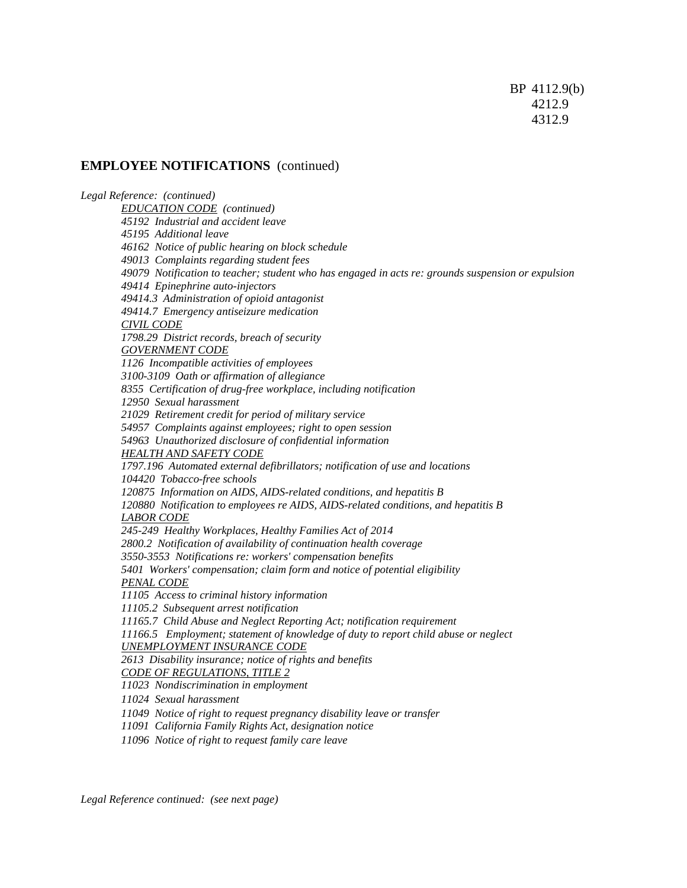## EMPLOYEE NOTIFICATIONS (continued)

*Legal Reference: (continued)*

<u>*EDUCATION CODE*</u> *(continued)*

*45192 Industrial and accident leave*

*45195 Additional leave*

*46162 Notice of public hearing on block schedule*

*49013 Complaints regarding student fees*

*49079 Notification to teacher; student who has engaged in acts re: grounds suspension or expulsion*

*49414 Epinephrine auto-injectors*

*49414.3 Administration of opioid antagonist*

*49414.7 Emergency antiseizure medication*

<u>*CIVIL CODE*</u>

*1798.29 District records, breach of security*

<u>*GOVERNMENT CODE*</u>

*1126 Incompatible activities of employees*

*3100-3109 Oath or affirmation of allegiance*

*8355 Certification of drug-free workplace, including notification*

*12950 Sexual harassment*

*21029 Retirement credit for period of military service*

*54957 Complaints against employees; right to open session*

*54963 Unauthorized disclosure of confidential information*

<u>*HEALTH AND SAFETY CODE*</u>

*1797.196 Automated external defibrillators; notification of use and locations*

*104420 Tobacco-free schools*

*120875 Information on AIDS, AIDS-related conditions, and hepatitis B*

*120880 Notification to employees re AIDS, AIDS-related conditions, and hepatitis B*

<u>*LABOR CODE*</u>

*245-249 Healthy Workplaces, Healthy Families Act of 2014*

*2800.2 Notification of availability of continuation health coverage*

*3550-3553 Notifications re: workers' compensation benefits*

*5401 Workers' compensation; claim form and notice of potential eligibility*

<u>*PENAL CODE*</u>

*11105 Access to criminal history information*

*11105.2 Subsequent arrest notification*

*11165.7 Child Abuse and Neglect Reporting Act; notification requirement*

*11166.5 Employment; statement of knowledge of duty to report child abuse or neglect*

<u>*UNEMPLOYMENT INSURANCE CODE*</u>

*2613 Disability insurance; notice of rights and benefits*

<u>*CODE OF REGULATIONS, TITLE 2*</u>

*11023 Nondiscrimination in employment*

*11024 Sexual harassment*

*11049 Notice of right to request pregnancy disability leave or transfer*

*11091 California Family Rights Act, designation notice*

*11096 Notice of right to request family care leave*

*Legal Reference continued: (see next page)*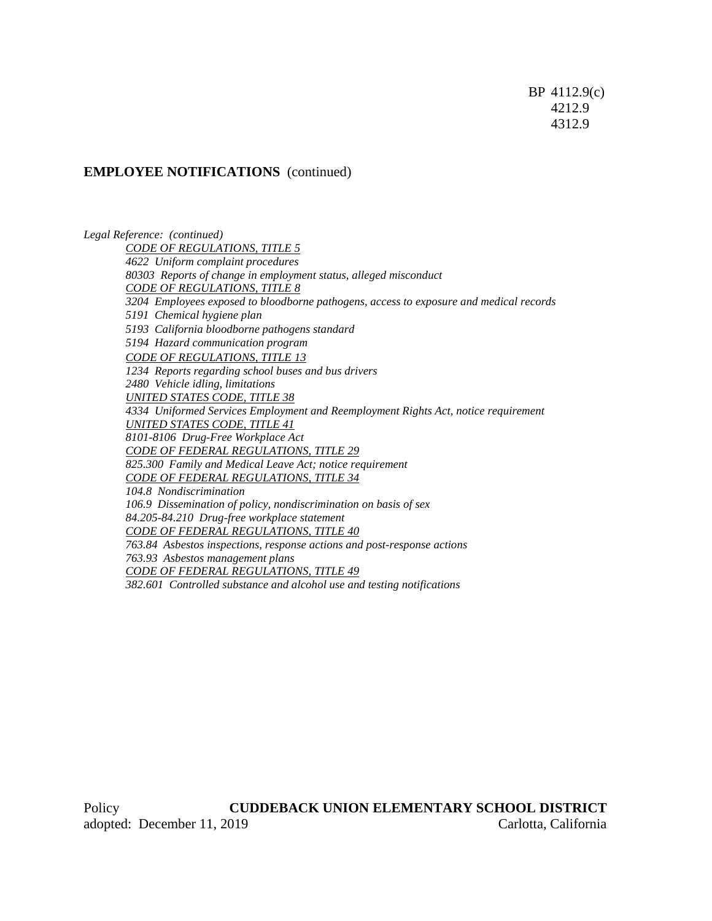# EMPLOYEE NOTIFICATIONS (continued)

*Legal Reference: (continued)*

*CODE OF REGULATIONS, TITLE 5*

*4622 Uniform complaint procedures*

*80303 Reports of change in employment status, alleged misconduct*

*CODE OF REGULATIONS, TITLE 8*

*3204 Employees exposed to bloodborne pathogens, access to exposure and medical records*

*5191 Chemical hygiene plan*

*5193 California bloodborne pathogens standard*

*5194 Hazard communication program*

*CODE OF REGULATIONS, TITLE 13*

*1234 Reports regarding school buses and bus drivers*

*2480 Vehicle idling, limitations*

*UNITED STATES CODE, TITLE 38*

*4334 Uniformed Services Employment and Reemployment Rights Act, notice requirement*

*UNITED STATES CODE, TITLE 41*

*8101-8106 Drug-Free Workplace Act*

*CODE OF FEDERAL REGULATIONS, TITLE 29*

*825.300 Family and Medical Leave Act; notice requirement*

*CODE OF FEDERAL REGULATIONS, TITLE 34*

*104.8 Nondiscrimination*

*106.9 Dissemination of policy, nondiscrimination on basis of sex*

*84.205-84.210 Drug-free workplace statement*

*CODE OF FEDERAL REGULATIONS, TITLE 40*

*763.84 Asbestos inspections, response actions and post-response actions*

*763.93 Asbestos management plans*

*CODE OF FEDERAL REGULATIONS, TITLE 49*

*382.601 Controlled substance and alcohol use and testing notifications*

Policy adopted: December 11, 2019

**CUDDEBACK UNION ELEMENTARY SCHOOL DISTRICT**
Carlotta, California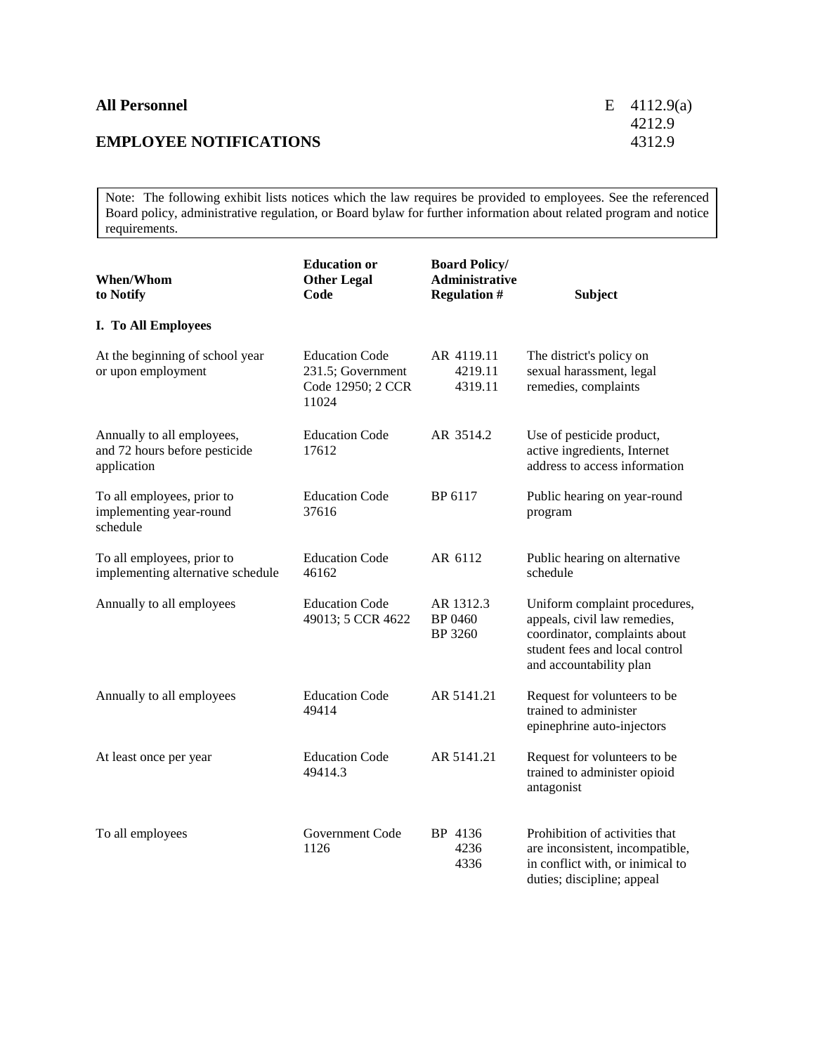**All Personnel** E 4112.9(a) 4212.9 4312.9

**EMPLOYEE NOTIFICATIONS**

Note: The following exhibit lists notices which the law requires be provided to employees. See the referenced Board policy, administrative regulation, or Board bylaw for further information about related program and notice requirements.

| When/Whom to Notify | Education or Other Legal Code | Board Policy/ Administrative Regulation # | Subject |
|---|---|---|---|
| **I. To All Employees** | | | |
| At the beginning of school year or upon employment | Education Code 231.5; Government Code 12950; 2 CCR 11024 | AR 4119.11 4219.11 4319.11 | The district's policy on sexual harassment, legal remedies, complaints |
| Annually to all employees, and 72 hours before pesticide application | Education Code 17612 | AR 3514.2 | Use of pesticide product, active ingredients, Internet address to access information |
| To all employees, prior to implementing year-round schedule | Education Code 37616 | BP 6117 | Public hearing on year-round program |
| To all employees, prior to implementing alternative schedule | Education Code 46162 | AR 6112 | Public hearing on alternative schedule |
| Annually to all employees | Education Code 49013; 5 CCR 4622 | AR 1312.3 BP 0460 BP 3260 | Uniform complaint procedures, appeals, civil law remedies, coordinator, complaints about student fees and local control and accountability plan |
| Annually to all employees | Education Code 49414 | AR 5141.21 | Request for volunteers to be trained to administer epinephrine auto-injectors |
| At least once per year | Education Code 49414.3 | AR 5141.21 | Request for volunteers to be trained to administer opioid antagonist |
| To all employees | Government Code 1126 | BP 4136 4236 4336 | Prohibition of activities that are inconsistent, incompatible, in conflict with, or inimical to duties; discipline; appeal |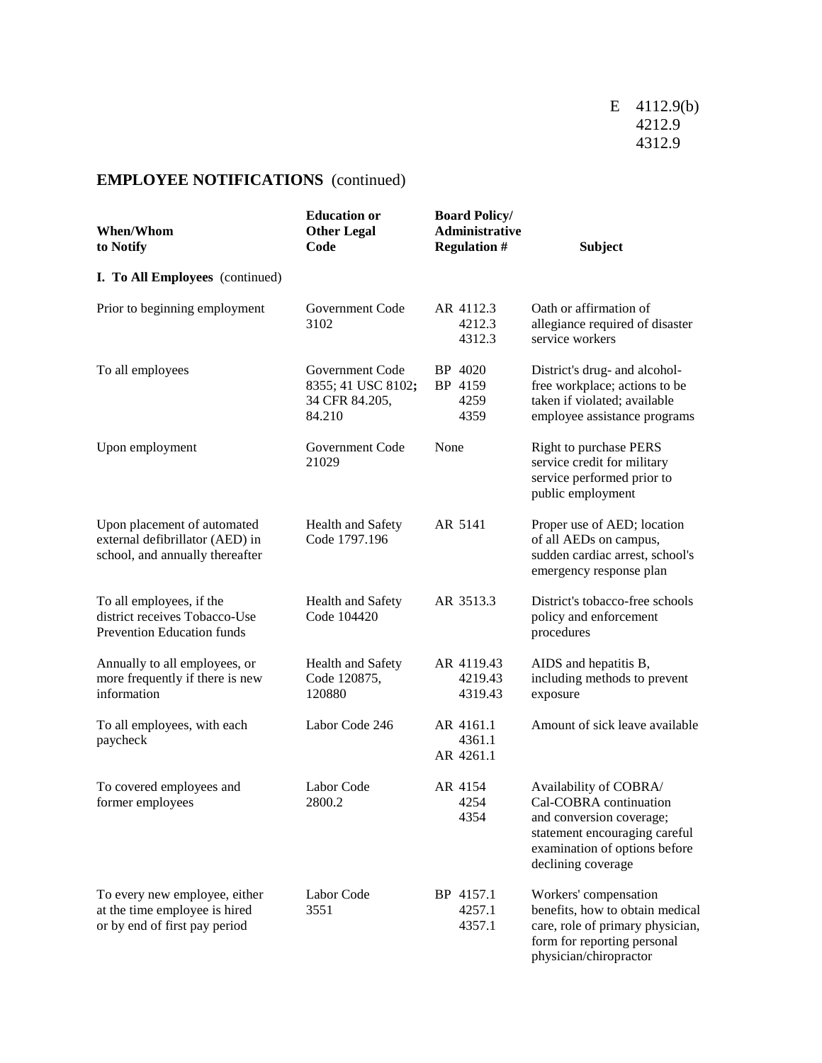E 4112.9(b)
4212.9
4312.9

## EMPLOYEE NOTIFICATIONS (continued)

| When/Whom to Notify | Education or Other Legal Code | Board Policy/ Administrative Regulation # | Subject |
|---|---|---|---|
| **I. To All Employees** (continued) | | | |
| Prior to beginning employment | Government Code 3102 | AR 4112.3 4212.3 4312.3 | Oath or affirmation of allegiance required of disaster service workers |
| To all employees | Government Code 8355; 41 USC 8102; 34 CFR 84.205, 84.210 | BP 4020 BP 4159 4259 4359 | District's drug- and alcohol-free workplace; actions to be taken if violated; available employee assistance programs |
| Upon employment | Government Code 21029 | None | Right to purchase PERS service credit for military service performed prior to public employment |
| Upon placement of automated external defibrillator (AED) in school, and annually thereafter | Health and Safety Code 1797.196 | AR 5141 | Proper use of AED; location of all AEDs on campus, sudden cardiac arrest, school's emergency response plan |
| To all employees, if the district receives Tobacco-Use Prevention Education funds | Health and Safety Code 104420 | AR 3513.3 | District's tobacco-free schools policy and enforcement procedures |
| Annually to all employees, or more frequently if there is new information | Health and Safety Code 120875, 120880 | AR 4119.43 4219.43 4319.43 | AIDS and hepatitis B, including methods to prevent exposure |
| To all employees, with each paycheck | Labor Code 246 | AR 4161.1 4361.1 AR 4261.1 | Amount of sick leave available |
| To covered employees and former employees | Labor Code 2800.2 | AR 4154 4254 4354 | Availability of COBRA/ Cal-COBRA continuation and conversion coverage; statement encouraging careful examination of options before declining coverage |
| To every new employee, either at the time employee is hired or by end of first pay period | Labor Code 3551 | BP 4157.1 4257.1 4357.1 | Workers' compensation benefits, how to obtain medical care, role of primary physician, form for reporting personal physician/chiropractor |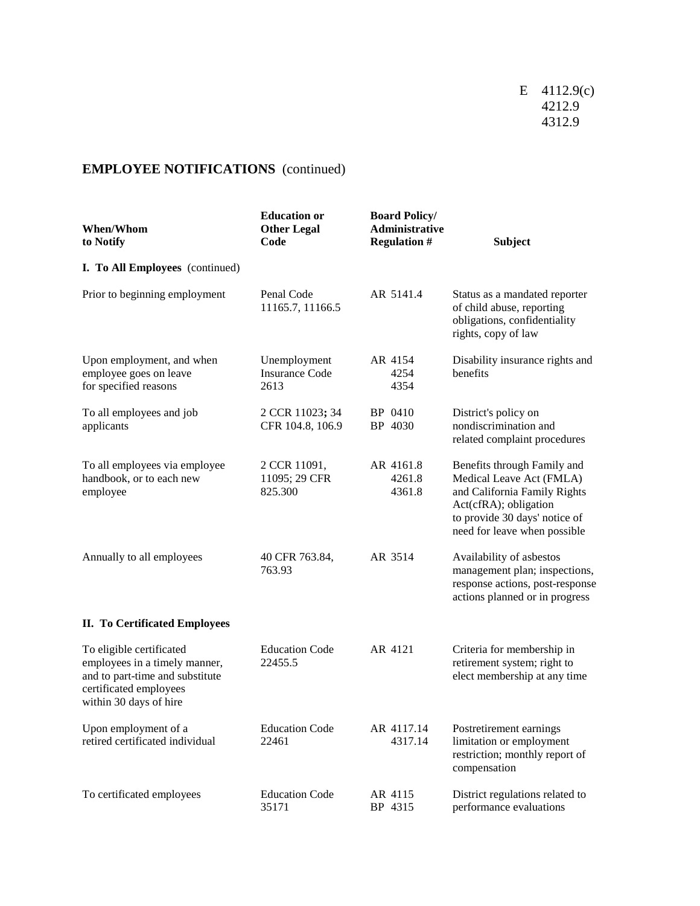E 4112.9(c)
4212.9
4312.9

## EMPLOYEE NOTIFICATIONS (continued)

| When/Whom to Notify | Education or Other Legal Code | Board Policy/ Administrative Regulation # | Subject |
|---|---|---|---|
| **I. To All Employees** (continued) | | | |
| Prior to beginning employment | Penal Code 11165.7, 11166.5 | AR 5141.4 | Status as a mandated reporter of child abuse, reporting obligations, confidentiality rights, copy of law |
| Upon employment, and when employee goes on leave for specified reasons | Unemployment Insurance Code 2613 | AR 4154 4254 4354 | Disability insurance rights and benefits |
| To all employees and job applicants | 2 CCR 11023; 34 CFR 104.8, 106.9 | BP 0410 BP 4030 | District's policy on nondiscrimination and related complaint procedures |
| To all employees via employee handbook, or to each new employee | 2 CCR 11091, 11095; 29 CFR 825.300 | AR 4161.8 4261.8 4361.8 | Benefits through Family and Medical Leave Act (FMLA) and California Family Rights Act(cfRA); obligation to provide 30 days' notice of need for leave when possible |
| Annually to all employees | 40 CFR 763.84, 763.93 | AR 3514 | Availability of asbestos management plan; inspections, response actions, post-response actions planned or in progress |
| **II. To Certificated Employees** | | | |
| To eligible certificated employees in a timely manner, and to part-time and substitute certificated employees within 30 days of hire | Education Code 22455.5 | AR 4121 | Criteria for membership in retirement system; right to elect membership at any time |
| Upon employment of a retired certificated individual | Education Code 22461 | AR 4117.14 4317.14 | Postretirement earnings limitation or employment restriction; monthly report of compensation |
| To certificated employees | Education Code 35171 | AR 4115 BP 4315 | District regulations related to performance evaluations |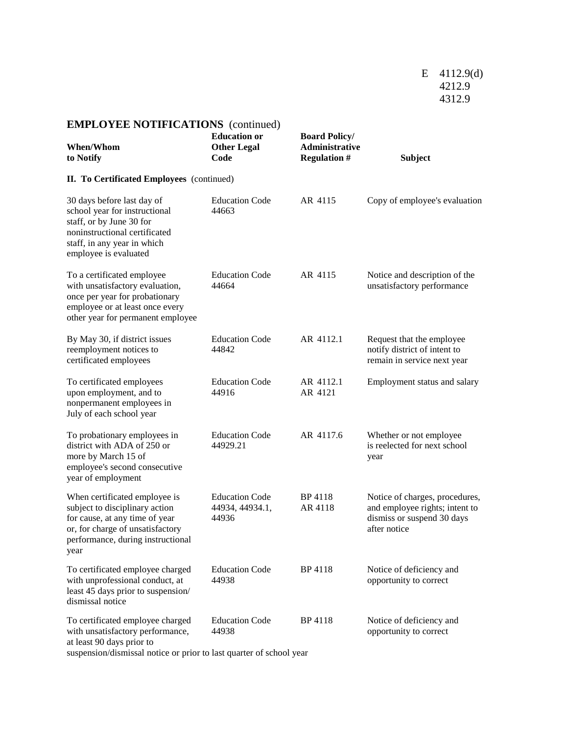E 4112.9(d)
4212.9
4312.9

## EMPLOYEE NOTIFICATIONS (continued)

| When/Whom to Notify | Education or Other Legal Code | Board Policy/ Administrative Regulation # | Subject |
|---|---|---|---|
| **II. To Certificated Employees** (continued) | | | |
| 30 days before last day of school year for instructional staff, or by June 30 for noninstructional certificated staff, in any year in which employee is evaluated | Education Code 44663 | AR 4115 | Copy of employee's evaluation |
| To a certificated employee with unsatisfactory evaluation, once per year for probationary employee or at least once every other year for permanent employee | Education Code 44664 | AR 4115 | Notice and description of the unsatisfactory performance |
| By May 30, if district issues reemployment notices to certificated employees | Education Code 44842 | AR 4112.1 | Request that the employee notify district of intent to remain in service next year |
| To certificated employees upon employment, and to nonpermanent employees in July of each school year | Education Code 44916 | AR 4112.1<br>AR 4121 | Employment status and salary |
| To probationary employees in district with ADA of 250 or more by March 15 of employee's second consecutive year of employment | Education Code 44929.21 | AR 4117.6 | Whether or not employee is reelected for next school year |
| When certificated employee is subject to disciplinary action for cause, at any time of year or, for charge of unsatisfactory performance, during instructional year | Education Code 44934, 44934.1, 44936 | BP 4118<br>AR 4118 | Notice of charges, procedures, and employee rights; intent to dismiss or suspend 30 days after notice |
| To certificated employee charged with unprofessional conduct, at least 45 days prior to suspension/ dismissal notice | Education Code 44938 | BP 4118 | Notice of deficiency and opportunity to correct |
| To certificated employee charged with unsatisfactory performance, at least 90 days prior to suspension/dismissal notice or prior to last quarter of school year | Education Code 44938 | BP 4118 | Notice of deficiency and opportunity to correct |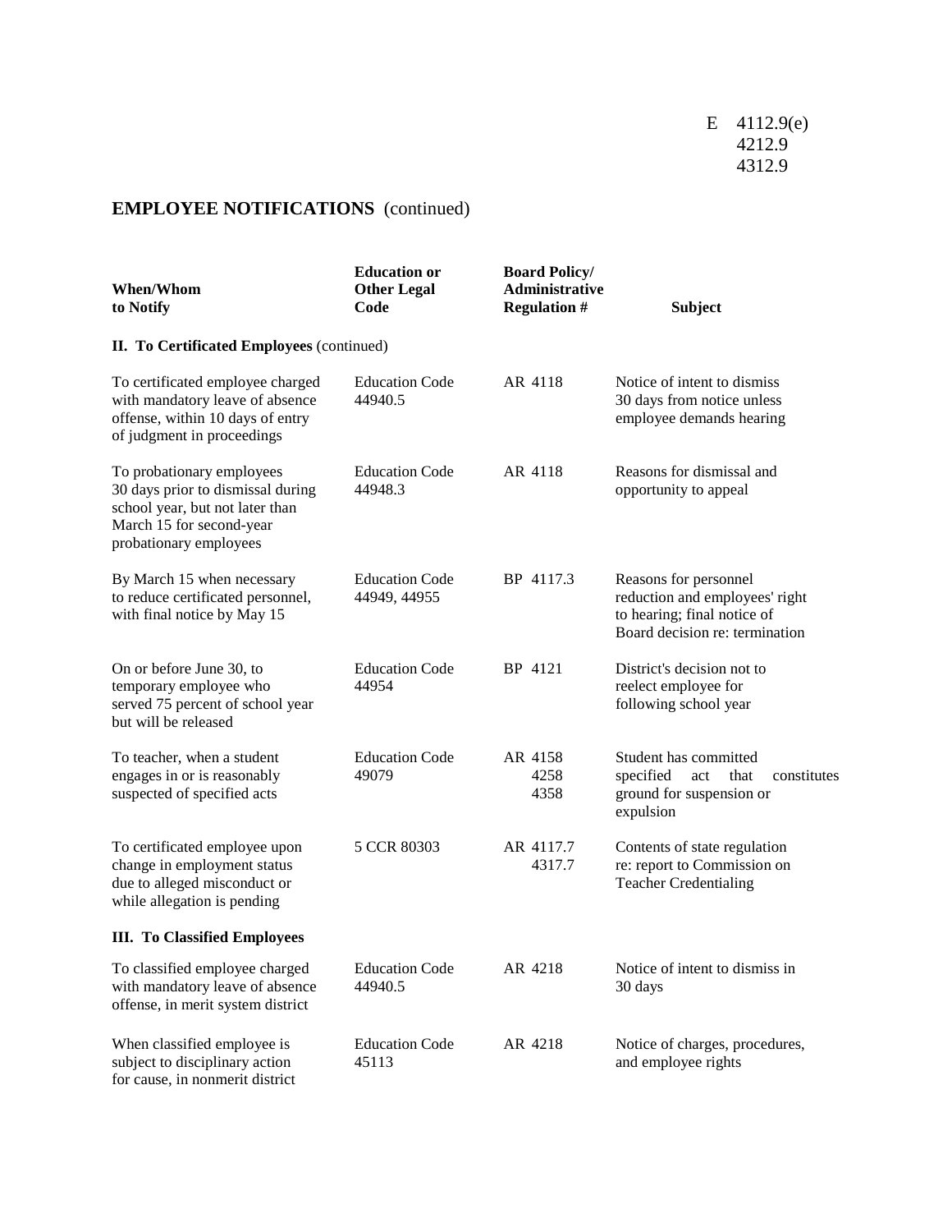E 4112.9(e)
4212.9
4312.9

## EMPLOYEE NOTIFICATIONS (continued)

| When/Whom to Notify | Education or Other Legal Code | Board Policy/ Administrative Regulation # | Subject |
|---|---|---|---|
| **II. To Certificated Employees** (continued) | | | |
| To certificated employee charged with mandatory leave of absence offense, within 10 days of entry of judgment in proceedings | Education Code 44940.5 | AR 4118 | Notice of intent to dismiss 30 days from notice unless employee demands hearing |
| To probationary employees 30 days prior to dismissal during school year, but not later than March 15 for second-year probationary employees | Education Code 44948.3 | AR 4118 | Reasons for dismissal and opportunity to appeal |
| By March 15 when necessary to reduce certificated personnel, with final notice by May 15 | Education Code 44949, 44955 | BP 4117.3 | Reasons for personnel reduction and employees' right to hearing; final notice of Board decision re: termination |
| On or before June 30, to temporary employee who served 75 percent of school year but will be released | Education Code 44954 | BP 4121 | District's decision not to reelect employee for following school year |
| To teacher, when a student engages in or is reasonably suspected of specified acts | Education Code 49079 | AR 4158 4258 4358 | Student has committed specified act that constitutes ground for suspension or expulsion |
| To certificated employee upon change in employment status due to alleged misconduct or while allegation is pending | 5 CCR 80303 | AR 4117.7 4317.7 | Contents of state regulation re: report to Commission on Teacher Credentialing |
| **III. To Classified Employees** | | | |
| To classified employee charged with mandatory leave of absence offense, in merit system district | Education Code 44940.5 | AR 4218 | Notice of intent to dismiss in 30 days |
| When classified employee is subject to disciplinary action for cause, in nonmerit district | Education Code 45113 | AR 4218 | Notice of charges, procedures, and employee rights |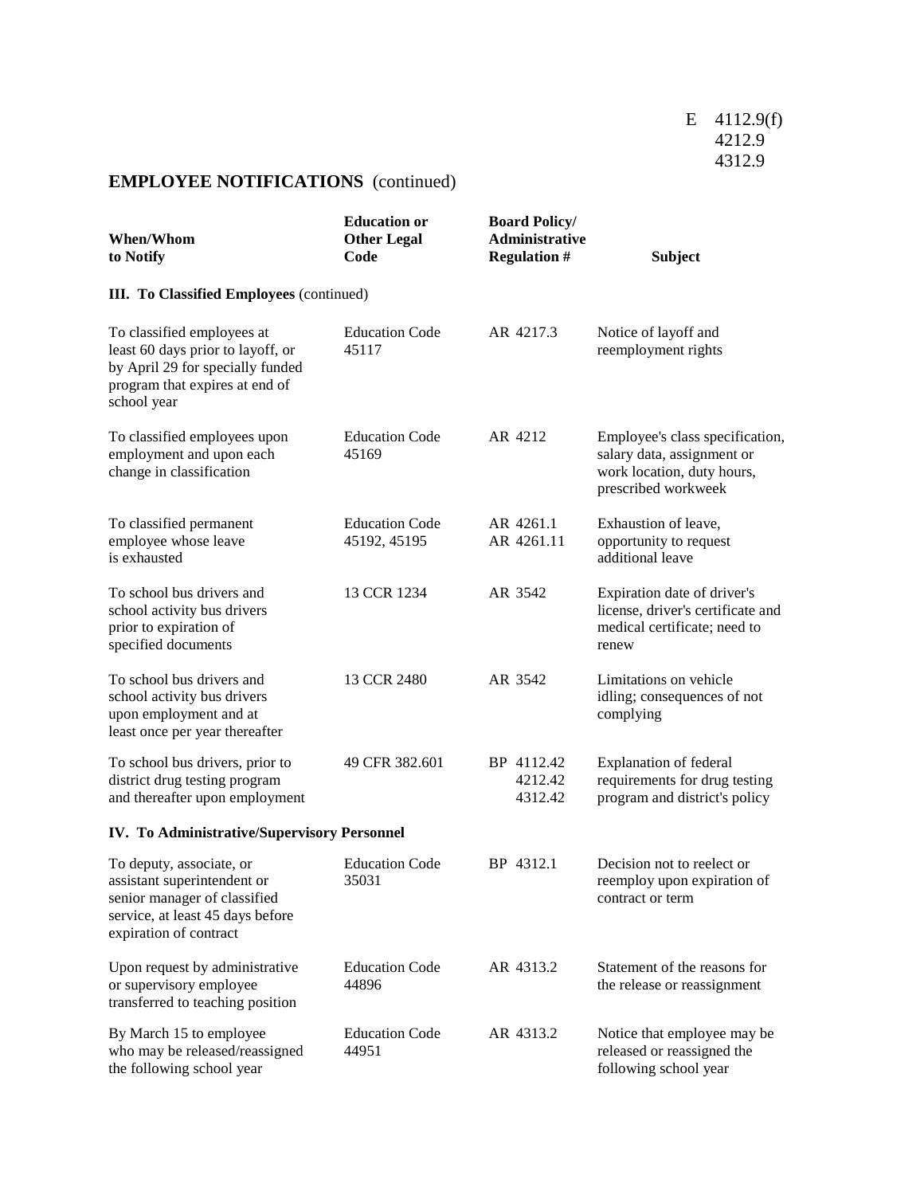E 4112.9(f)
4212.9
4312.9

## EMPLOYEE NOTIFICATIONS (continued)

| When/Whom to Notify | Education or Other Legal Code | Board Policy/ Administrative Regulation # | Subject |
|---|---|---|---|
| **III. To Classified Employees** (continued) | | | |
| To classified employees at least 60 days prior to layoff, or by April 29 for specially funded program that expires at end of school year | Education Code 45117 | AR 4217.3 | Notice of layoff and reemployment rights |
| To classified employees upon employment and upon each change in classification | Education Code 45169 | AR 4212 | Employee's class specification, salary data, assignment or work location, duty hours, prescribed workweek |
| To classified permanent employee whose leave is exhausted | Education Code 45192, 45195 | AR 4261.1 AR 4261.11 | Exhaustion of leave, opportunity to request additional leave |
| To school bus drivers and school activity bus drivers prior to expiration of specified documents | 13 CCR 1234 | AR 3542 | Expiration date of driver's license, driver's certificate and medical certificate; need to renew |
| To school bus drivers and school activity bus drivers upon employment and at least once per year thereafter | 13 CCR 2480 | AR 3542 | Limitations on vehicle idling; consequences of not complying |
| To school bus drivers, prior to district drug testing program and thereafter upon employment | 49 CFR 382.601 | BP 4112.42 4212.42 4312.42 | Explanation of federal requirements for drug testing program and district's policy |
| **IV. To Administrative/Supervisory Personnel** | | | |
| To deputy, associate, or assistant superintendent or senior manager of classified service, at least 45 days before expiration of contract | Education Code 35031 | BP 4312.1 | Decision not to reelect or reemploy upon expiration of contract or term |
| Upon request by administrative or supervisory employee transferred to teaching position | Education Code 44896 | AR 4313.2 | Statement of the reasons for the release or reassignment |
| By March 15 to employee who may be released/reassigned the following school year | Education Code 44951 | AR 4313.2 | Notice that employee may be released or reassigned the following school year |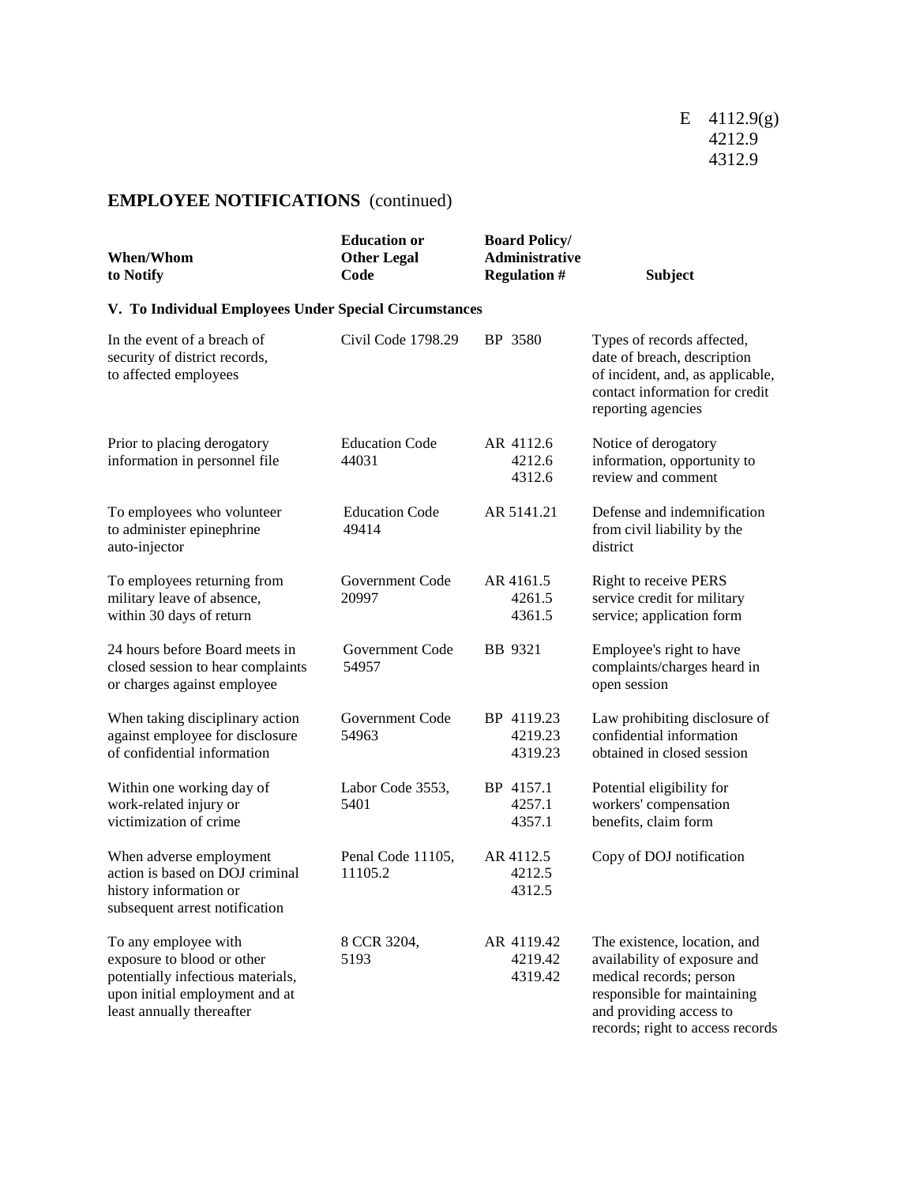E 4112.9(g)
4212.9
4312.9

## EMPLOYEE NOTIFICATIONS (continued)

| When/Whom to Notify | Education or Other Legal Code | Board Policy/ Administrative Regulation # | Subject |
|---|---|---|---|
| **V. To Individual Employees Under Special Circumstances** | | | |
| In the event of a breach of security of district records, to affected employees | Civil Code 1798.29 | BP 3580 | Types of records affected, date of breach, description of incident, and, as applicable, contact information for credit reporting agencies |
| Prior to placing derogatory information in personnel file | Education Code 44031 | AR 4112.6 4212.6 4312.6 | Notice of derogatory information, opportunity to review and comment |
| To employees who volunteer to administer epinephrine auto-injector | Education Code 49414 | AR 5141.21 | Defense and indemnification from civil liability by the district |
| To employees returning from military leave of absence, within 30 days of return | Government Code 20997 | AR 4161.5 4261.5 4361.5 | Right to receive PERS service credit for military service; application form |
| 24 hours before Board meets in closed session to hear complaints or charges against employee | Government Code 54957 | BB 9321 | Employee's right to have complaints/charges heard in open session |
| When taking disciplinary action against employee for disclosure of confidential information | Government Code 54963 | BP 4119.23 4219.23 4319.23 | Law prohibiting disclosure of confidential information obtained in closed session |
| Within one working day of work-related injury or victimization of crime | Labor Code 3553, 5401 | BP 4157.1 4257.1 4357.1 | Potential eligibility for workers' compensation benefits, claim form |
| When adverse employment action is based on DOJ criminal history information or subsequent arrest notification | Penal Code 11105, 11105.2 | AR 4112.5 4212.5 4312.5 | Copy of DOJ notification |
| To any employee with exposure to blood or other potentially infectious materials, upon initial employment and at least annually thereafter | 8 CCR 3204, 5193 | AR 4119.42 4219.42 4319.42 | The existence, location, and availability of exposure and medical records; person responsible for maintaining and providing access to records; right to access records |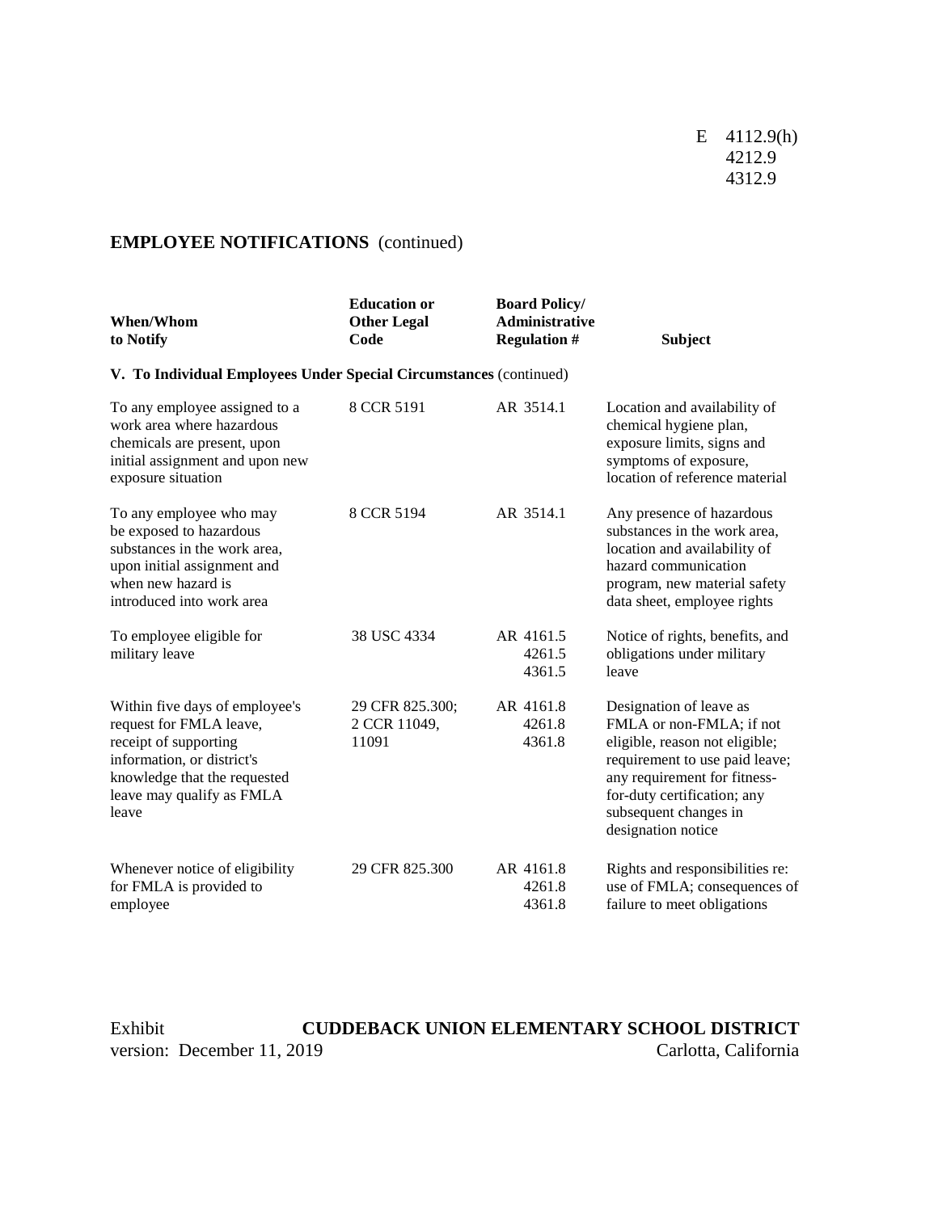E 4112.9(h)
4212.9
4312.9

## EMPLOYEE NOTIFICATIONS (continued)

| When/Whom to Notify | Education or Other Legal Code | Board Policy/ Administrative Regulation # | Subject |
|---|---|---|---|
| **V. To Individual Employees Under Special Circumstances** (continued) | | | |
| To any employee assigned to a work area where hazardous chemicals are present, upon initial assignment and upon new exposure situation | 8 CCR 5191 | AR 3514.1 | Location and availability of chemical hygiene plan, exposure limits, signs and symptoms of exposure, location of reference material |
| To any employee who may be exposed to hazardous substances in the work area, upon initial assignment and when new hazard is introduced into work area | 8 CCR 5194 | AR 3514.1 | Any presence of hazardous substances in the work area, location and availability of hazard communication program, new material safety data sheet, employee rights |
| To employee eligible for military leave | 38 USC 4334 | AR 4161.5 4261.5 4361.5 | Notice of rights, benefits, and obligations under military leave |
| Within five days of employee's request for FMLA leave, receipt of supporting information, or district's knowledge that the requested leave may qualify as FMLA leave | 29 CFR 825.300; 2 CCR 11049, 11091 | AR 4161.8 4261.8 4361.8 | Designation of leave as FMLA or non-FMLA; if not eligible, reason not eligible; requirement to use paid leave; any requirement for fitness-for-duty certification; any subsequent changes in designation notice |
| Whenever notice of eligibility for FMLA is provided to employee | 29 CFR 825.300 | AR 4161.8 4261.8 4361.8 | Rights and responsibilities re: use of FMLA; consequences of failure to meet obligations |

Exhibit
version: December 11, 2019

**CUDDEBACK UNION ELEMENTARY SCHOOL DISTRICT**
Carlotta, California